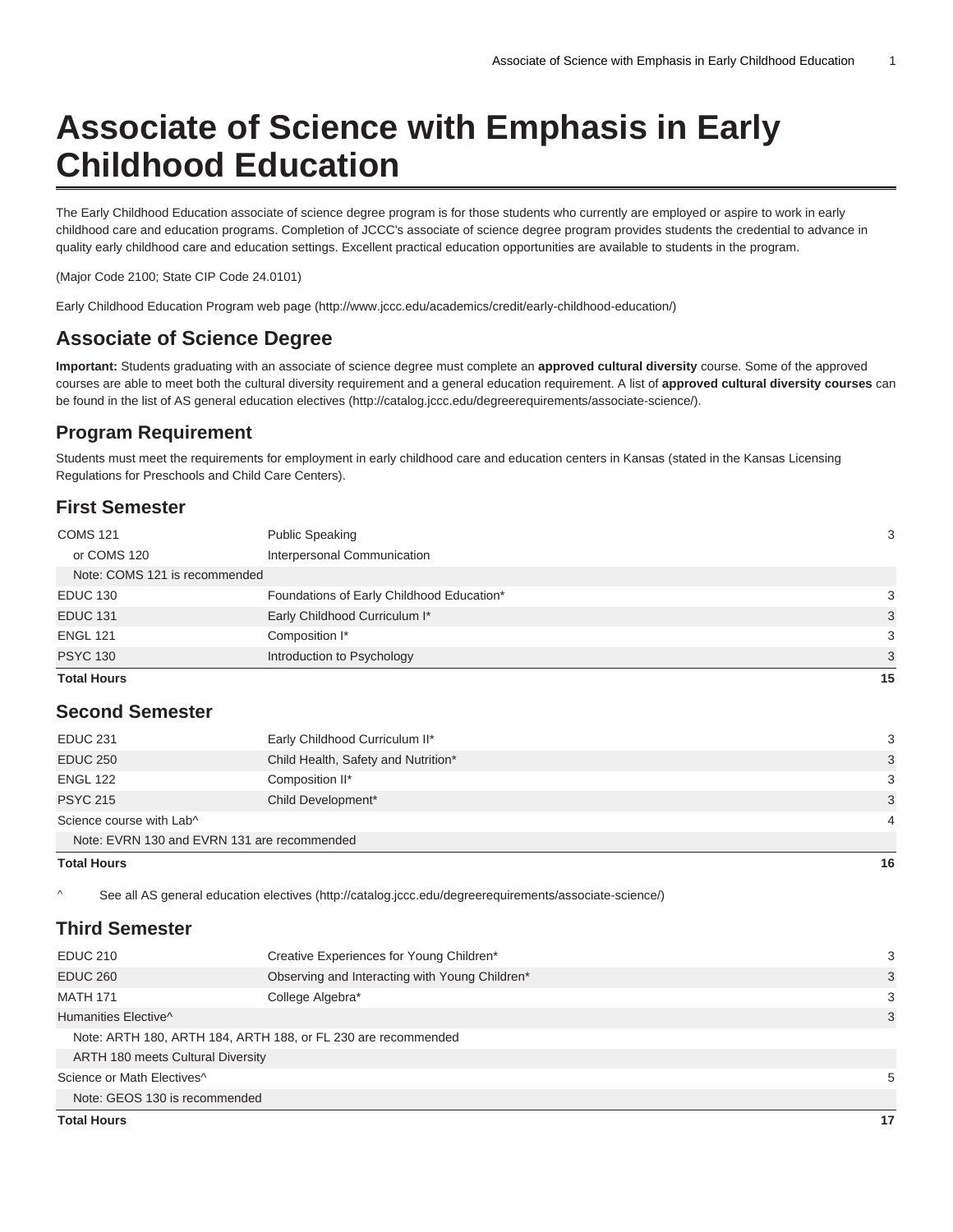# Associate of Science with Emphasis in Early Childhood Education

The Early Childhood Education associate of science degree program is for those students who currently are employed or aspire to work in early childhood care and education programs. Completion of JCCC's associate of science degree program provides students the credential to advance in quality early childhood care and education settings. Excellent practical education opportunities are available to students in the program.

(Major Code 2100; State CIP Code 24.0101)

Early Childhood Education Program web page (http://www.jccc.edu/academics/credit/early-childhood-education/)

## Associate of Science Degree

**Important:** Students graduating with an associate of science degree must complete an **approved cultural diversity** course. Some of the approved courses are able to meet both the cultural diversity requirement and a general education requirement. A list of **approved cultural diversity courses** can be found in the list of AS general education electives (http://catalog.jccc.edu/degreerequirements/associate-science/).

## Program Requirement

Students must meet the requirements for employment in early childhood care and education centers in Kansas (stated in the Kansas Licensing Regulations for Preschools and Child Care Centers).

## First Semester

| Course | Title | Hours |
|---|---|---|
| COMS 121 | Public Speaking | 3 |
| or COMS 120 | Interpersonal Communication | |
| Note: COMS 121 is recommended | | |
| EDUC 130 | Foundations of Early Childhood Education* | 3 |
| EDUC 131 | Early Childhood Curriculum I* | 3 |
| ENGL 121 | Composition I* | 3 |
| PSYC 130 | Introduction to Psychology | 3 |
| **Total Hours** | | **15** |

## Second Semester

| Course | Title | Hours |
|---|---|---|
| EDUC 231 | Early Childhood Curriculum II* | 3 |
| EDUC 250 | Child Health, Safety and Nutrition* | 3 |
| ENGL 122 | Composition II* | 3 |
| PSYC 215 | Child Development* | 3 |
| Science course with Lab^ | | 4 |
| Note: EVRN 130 and EVRN 131 are recommended | | |
| **Total Hours** | | **16** |

^ See all AS general education electives (http://catalog.jccc.edu/degreerequirements/associate-science/)

## Third Semester

| Course | Title | Hours |
|---|---|---|
| EDUC 210 | Creative Experiences for Young Children* | 3 |
| EDUC 260 | Observing and Interacting with Young Children* | 3 |
| MATH 171 | College Algebra* | 3 |
| Humanities Elective^ | | 3 |
| Note: ARTH 180, ARTH 184, ARTH 188, or FL 230 are recommended | | |
| ARTH 180 meets Cultural Diversity | | |
| Science or Math Electives^ | | 5 |
| Note: GEOS 130 is recommended | | |
| **Total Hours** | | **17** |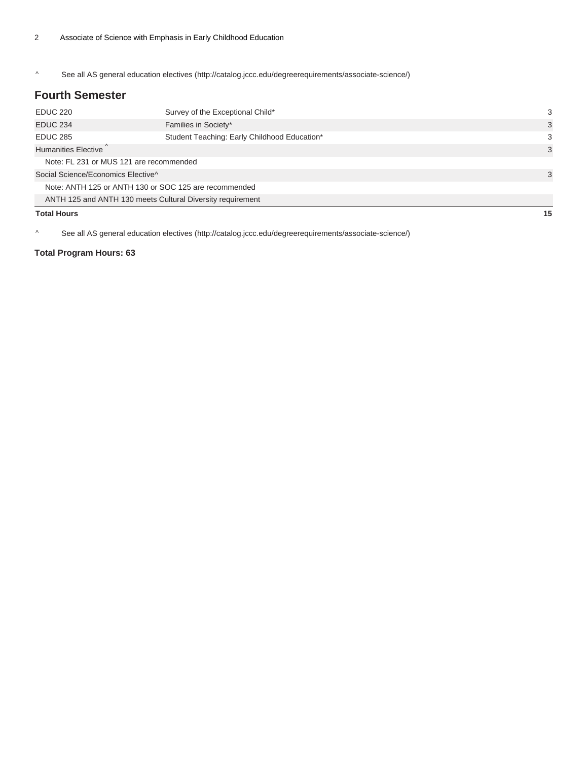^ See all AS general education electives (http://catalog.jccc.edu/degreerequirements/associate-science/)

## Fourth Semester

| | | |
|---|---|---|
| EDUC 220 | Survey of the Exceptional Child* | 3 |
| EDUC 234 | Families in Society* | 3 |
| EDUC 285 | Student Teaching: Early Childhood Education* | 3 |
| Humanities Elective ^ | | 3 |
| Note: FL 231 or MUS 121 are recommended | | |
| Social Science/Economics Elective^ | | 3 |
| Note: ANTH 125 or ANTH 130 or SOC 125 are recommended | | |
| ANTH 125 and ANTH 130 meets Cultural Diversity requirement | | |
| **Total Hours** | | **15** |

^ See all AS general education electives (http://catalog.jccc.edu/degreerequirements/associate-science/)

**Total Program Hours: 63**